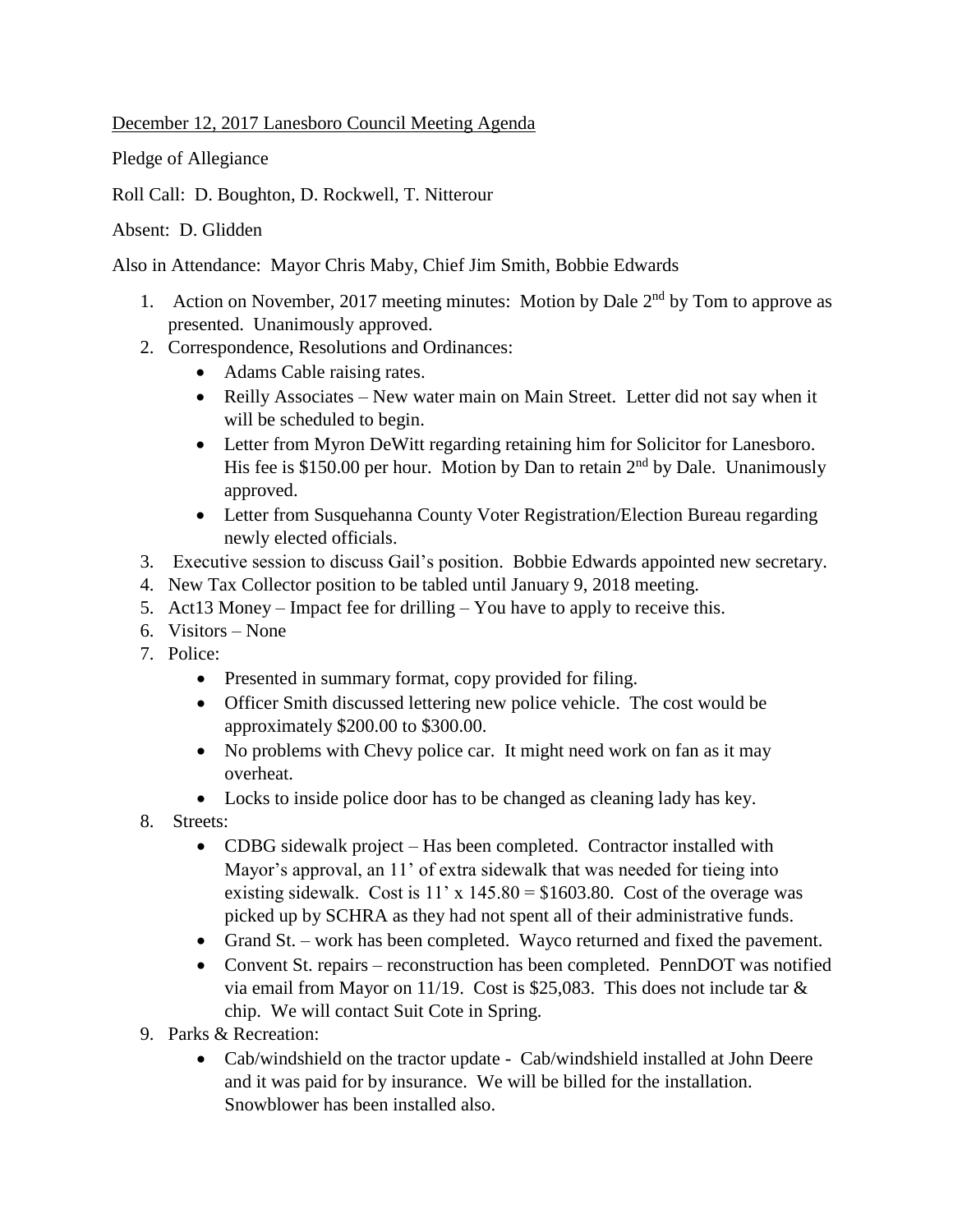<u>December 12, 2017 Lanesboro Council Meeting Agenda</u>

Pledge of Allegiance

Roll Call: D. Boughton, D. Rockwell, T. Nitterour

Absent: D. Glidden

Also in Attendance: Mayor Chris Maby, Chief Jim Smith, Bobbie Edwards

1. Action on November, 2017 meeting minutes: Motion by Dale 2nd by Tom to approve as presented. Unanimously approved.
2. Correspondence, Resolutions and Ordinances:
   - Adams Cable raising rates.
   - Reilly Associates – New water main on Main Street. Letter did not say when it will be scheduled to begin.
   - Letter from Myron DeWitt regarding retaining him for Solicitor for Lanesboro. His fee is $150.00 per hour. Motion by Dan to retain 2nd by Dale. Unanimously approved.
   - Letter from Susquehanna County Voter Registration/Election Bureau regarding newly elected officials.
3. Executive session to discuss Gail's position. Bobbie Edwards appointed new secretary.
4. New Tax Collector position to be tabled until January 9, 2018 meeting.
5. Act13 Money – Impact fee for drilling – You have to apply to receive this.
6. Visitors – None
7. Police:
   - Presented in summary format, copy provided for filing.
   - Officer Smith discussed lettering new police vehicle. The cost would be approximately $200.00 to $300.00.
   - No problems with Chevy police car. It might need work on fan as it may overheat.
   - Locks to inside police door has to be changed as cleaning lady has key.
8. Streets:
   - CDBG sidewalk project – Has been completed. Contractor installed with Mayor's approval, an 11' of extra sidewalk that was needed for tieing into existing sidewalk. Cost is 11' x 145.80 = $1603.80. Cost of the overage was picked up by SCHRA as they had not spent all of their administrative funds.
   - Grand St. – work has been completed. Wayco returned and fixed the pavement.
   - Convent St. repairs – reconstruction has been completed. PennDOT was notified via email from Mayor on 11/19. Cost is $25,083. This does not include tar & chip. We will contact Suit Cote in Spring.
9. Parks & Recreation:
   - Cab/windshield on the tractor update - Cab/windshield installed at John Deere and it was paid for by insurance. We will be billed for the installation. Snowblower has been installed also.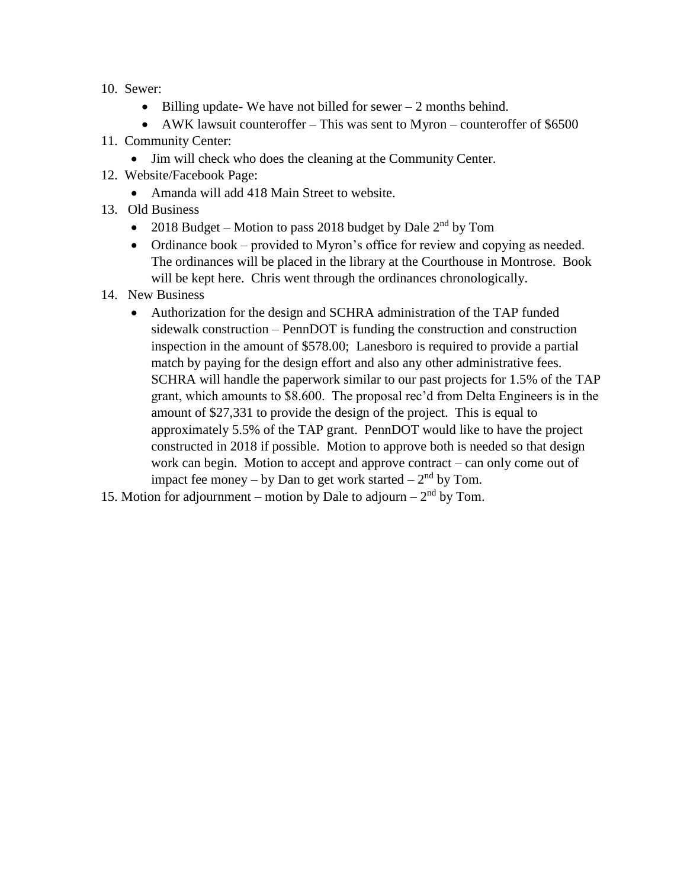10. Sewer:
    - Billing update- We have not billed for sewer – 2 months behind.
    - AWK lawsuit counteroffer – This was sent to Myron – counteroffer of $6500
11. Community Center:
    - Jim will check who does the cleaning at the Community Center.
12. Website/Facebook Page:
    - Amanda will add 418 Main Street to website.
13. Old Business
    - 2018 Budget – Motion to pass 2018 budget by Dale 2nd by Tom
    - Ordinance book – provided to Myron's office for review and copying as needed. The ordinances will be placed in the library at the Courthouse in Montrose. Book will be kept here. Chris went through the ordinances chronologically.
14. New Business
    - Authorization for the design and SCHRA administration of the TAP funded sidewalk construction – PennDOT is funding the construction and construction inspection in the amount of $578.00; Lanesboro is required to provide a partial match by paying for the design effort and also any other administrative fees. SCHRA will handle the paperwork similar to our past projects for 1.5% of the TAP grant, which amounts to $8.600. The proposal rec'd from Delta Engineers is in the amount of $27,331 to provide the design of the project. This is equal to approximately 5.5% of the TAP grant. PennDOT would like to have the project constructed in 2018 if possible. Motion to approve both is needed so that design work can begin. Motion to accept and approve contract – can only come out of impact fee money – by Dan to get work started – 2nd by Tom.
15. Motion for adjournment – motion by Dale to adjourn – 2nd by Tom.